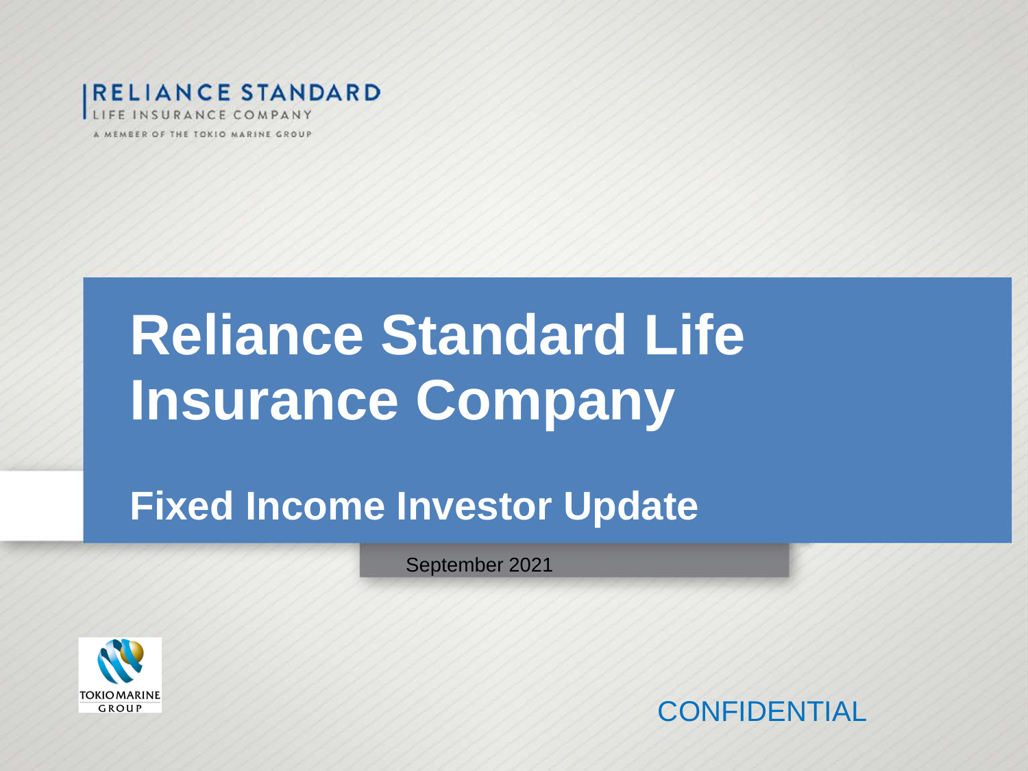RELIANCE STANDARD
LIFE INSURANCE COMPANY
A MEMBER OF THE TOKIO MARINE GROUP

# Reliance Standard Life Insurance Company

## Fixed Income Investor Update

September 2021

TOKIO MARINE GROUP

CONFIDENTIAL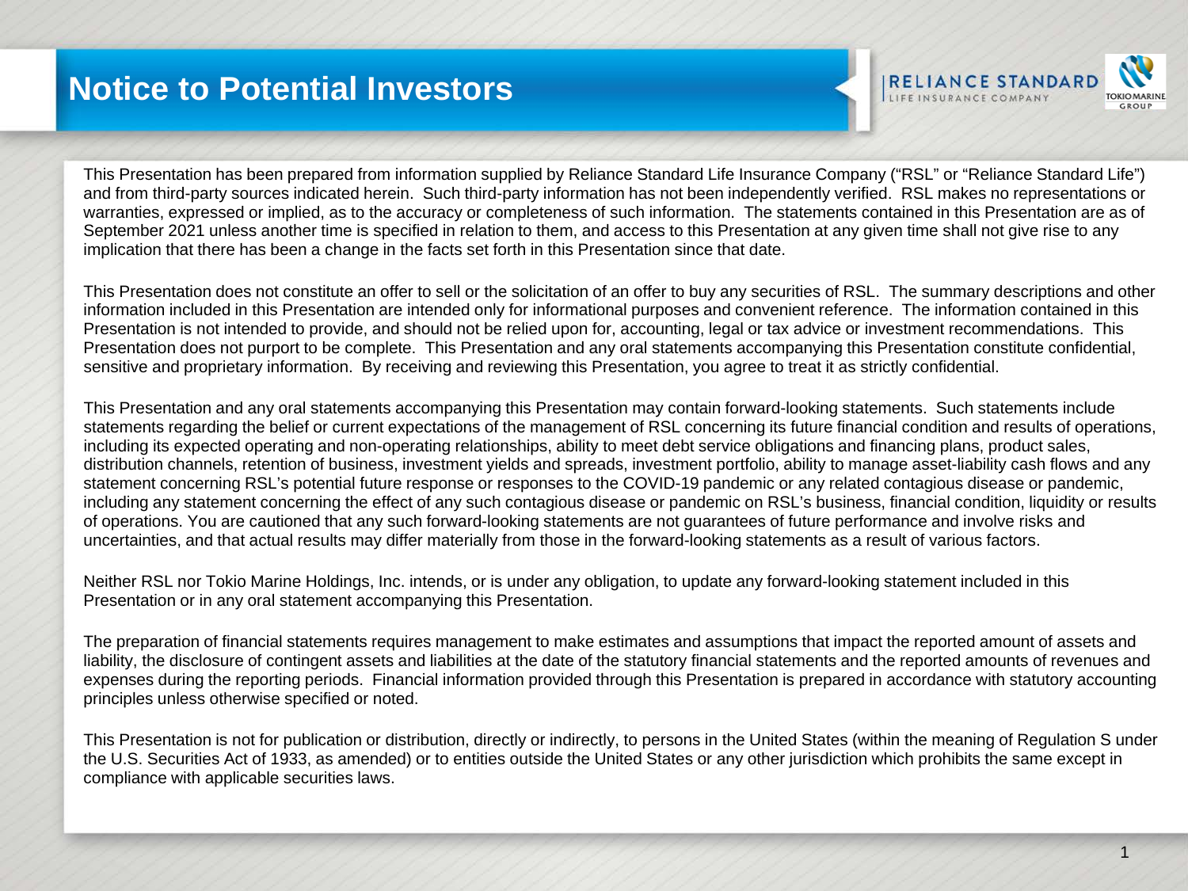# Notice to Potential Investors

This Presentation has been prepared from information supplied by Reliance Standard Life Insurance Company ("RSL" or "Reliance Standard Life") and from third-party sources indicated herein. Such third-party information has not been independently verified. RSL makes no representations or warranties, expressed or implied, as to the accuracy or completeness of such information. The statements contained in this Presentation are as of September 2021 unless another time is specified in relation to them, and access to this Presentation at any given time shall not give rise to any implication that there has been a change in the facts set forth in this Presentation since that date.

This Presentation does not constitute an offer to sell or the solicitation of an offer to buy any securities of RSL. The summary descriptions and other information included in this Presentation are intended only for informational purposes and convenient reference. The information contained in this Presentation is not intended to provide, and should not be relied upon for, accounting, legal or tax advice or investment recommendations. This Presentation does not purport to be complete. This Presentation and any oral statements accompanying this Presentation constitute confidential, sensitive and proprietary information. By receiving and reviewing this Presentation, you agree to treat it as strictly confidential.

This Presentation and any oral statements accompanying this Presentation may contain forward-looking statements. Such statements include statements regarding the belief or current expectations of the management of RSL concerning its future financial condition and results of operations, including its expected operating and non-operating relationships, ability to meet debt service obligations and financing plans, product sales, distribution channels, retention of business, investment yields and spreads, investment portfolio, ability to manage asset-liability cash flows and any statement concerning RSL's potential future response or responses to the COVID-19 pandemic or any related contagious disease or pandemic, including any statement concerning the effect of any such contagious disease or pandemic on RSL's business, financial condition, liquidity or results of operations. You are cautioned that any such forward-looking statements are not guarantees of future performance and involve risks and uncertainties, and that actual results may differ materially from those in the forward-looking statements as a result of various factors.

Neither RSL nor Tokio Marine Holdings, Inc. intends, or is under any obligation, to update any forward-looking statement included in this Presentation or in any oral statement accompanying this Presentation.

The preparation of financial statements requires management to make estimates and assumptions that impact the reported amount of assets and liability, the disclosure of contingent assets and liabilities at the date of the statutory financial statements and the reported amounts of revenues and expenses during the reporting periods. Financial information provided through this Presentation is prepared in accordance with statutory accounting principles unless otherwise specified or noted.

This Presentation is not for publication or distribution, directly or indirectly, to persons in the United States (within the meaning of Regulation S under the U.S. Securities Act of 1933, as amended) or to entities outside the United States or any other jurisdiction which prohibits the same except in compliance with applicable securities laws.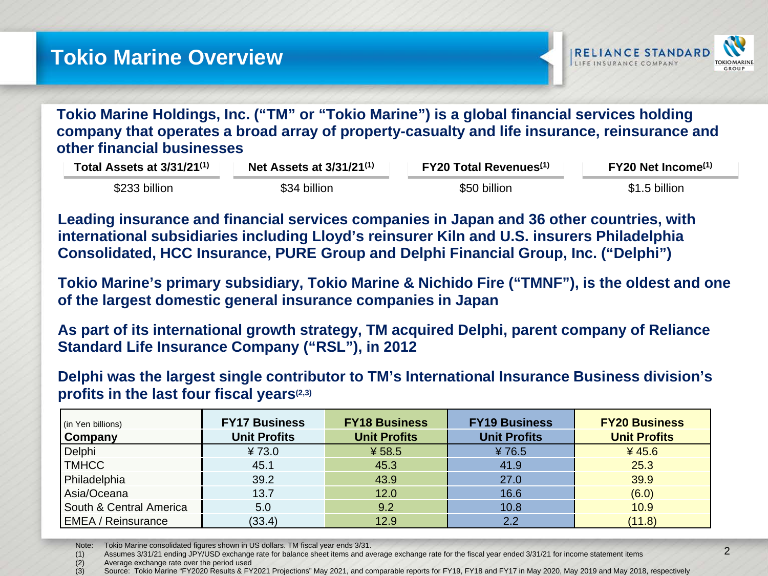# Tokio Marine Overview

**Tokio Marine Holdings, Inc. ("TM" or "Tokio Marine") is a global financial services holding company that operates a broad array of property-casualty and life insurance, reinsurance and other financial businesses**

| Total Assets at 3/31/21[1] | Net Assets at 3/31/21[1] | FY20 Total Revenues[1] | FY20 Net Income[1] |
|---|---|---|---|
| $233 billion | $34 billion | $50 billion | $1.5 billion |

**Leading insurance and financial services companies in Japan and 36 other countries, with international subsidiaries including Lloyd's reinsurer Kiln and U.S. insurers Philadelphia Consolidated, HCC Insurance, PURE Group and Delphi Financial Group, Inc. ("Delphi")**

**Tokio Marine's primary subsidiary, Tokio Marine & Nichido Fire ("TMNF"), is the oldest and one of the largest domestic general insurance companies in Japan**

**As part of its international growth strategy, TM acquired Delphi, parent company of Reliance Standard Life Insurance Company ("RSL"), in 2012**

**Delphi was the largest single contributor to TM's International Insurance Business division's profits in the last four fiscal years[2,3]**

| (in Yen billions) Company | FY17 Business Unit Profits | FY18 Business Unit Profits | FY19 Business Unit Profits | FY20 Business Unit Profits |
|---|---|---|---|---|
| Delphi | ¥ 73.0 | ¥ 58.5 | ¥ 76.5 | ¥ 45.6 |
| TMHCC | 45.1 | 45.3 | 41.9 | 25.3 |
| Philadelphia | 39.2 | 43.9 | 27.0 | 39.9 |
| Asia/Oceana | 13.7 | 12.0 | 16.6 | (6.0) |
| South & Central America | 5.0 | 9.2 | 10.8 | 10.9 |
| EMEA / Reinsurance | (33.4) | 12.9 | 2.2 | (11.8) |

Note: Tokio Marine consolidated figures shown in US dollars. TM fiscal year ends 3/31.
(1) Assumes 3/31/21 ending JPY/USD exchange rate for balance sheet items and average exchange rate for the fiscal year ended 3/31/21 for income statement items
(2) Average exchange rate over the period used
(3) Source: Tokio Marine "FY2020 Results & FY2021 Projections" May 2021, and comparable reports for FY19, FY18 and FY17 in May 2020, May 2019 and May 2018, respectively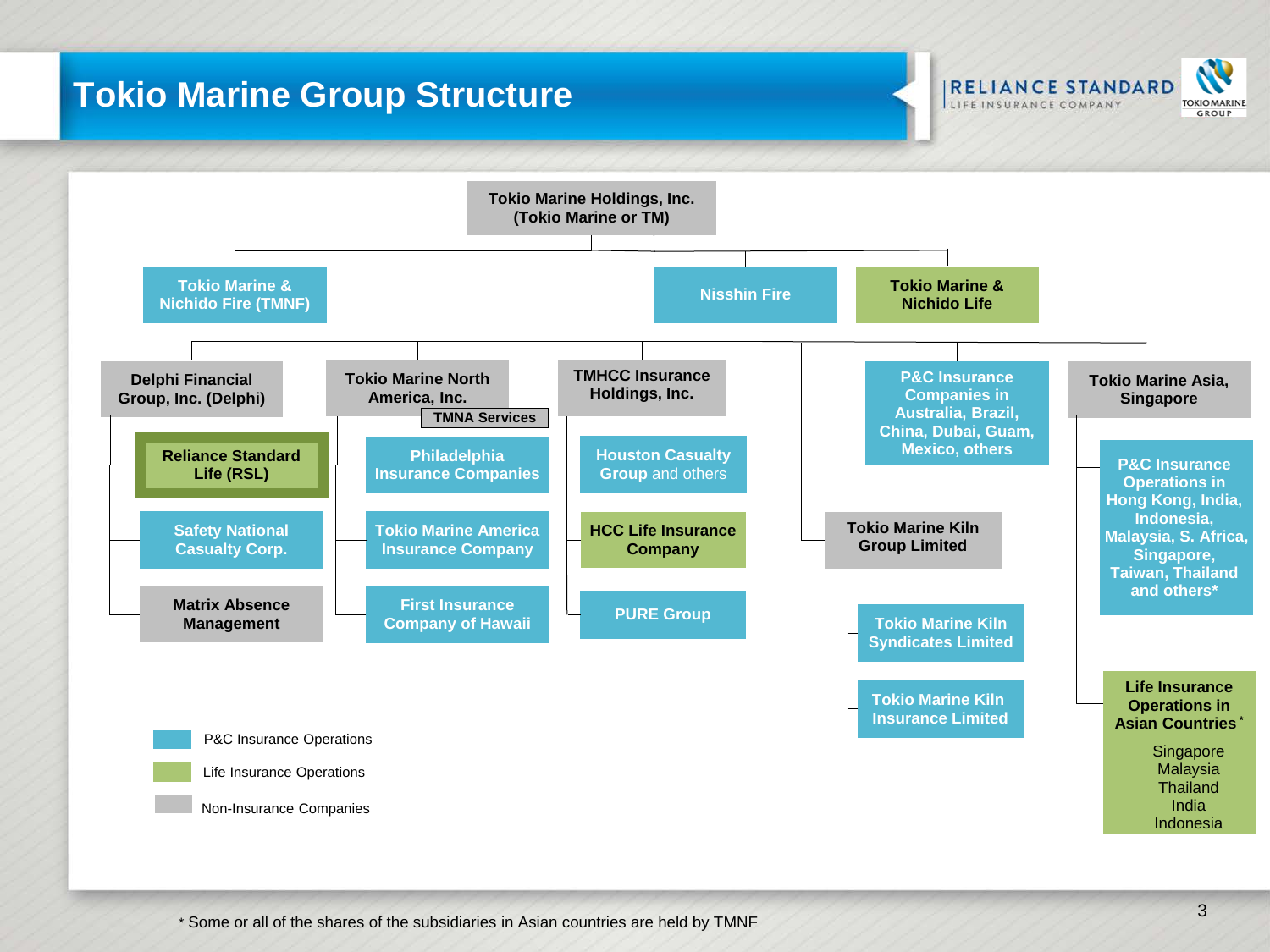# Tokio Marine Group Structure

- **Tokio Marine Holdings, Inc. (Tokio Marine or TM)**
  - **Tokio Marine & Nichido Fire (TMNF)**
    - **Delphi Financial Group, Inc. (Delphi)**
      - Reliance Standard Life (RSL)
      - Safety National Casualty Corp.
      - Matrix Absence Management
    - **Tokio Marine North America, Inc.** (TMNA Services)
      - Philadelphia Insurance Companies
      - Tokio Marine America Insurance Company
      - First Insurance Company of Hawaii
    - **TMHCC Insurance Holdings, Inc.**
      - Houston Casualty Group and others
      - HCC Life Insurance Company
      - PURE Group
    - **Tokio Marine Kiln Group Limited**
      - Tokio Marine Kiln Syndicates Limited
      - Tokio Marine Kiln Insurance Limited
    - **P&C Insurance Companies in Australia, Brazil, China, Dubai, Guam, Mexico, others**
    - **Tokio Marine Asia, Singapore**
      - P&C Insurance Operations in Hong Kong, India, Indonesia, Malaysia, S. Africa, Singapore, Taiwan, Thailand and others*
      - Life Insurance Operations in Asian Countries*: Singapore, Malaysia, Thailand, India, Indonesia
  - **Nisshin Fire**
  - **Tokio Marine & Nichido Life**

Legend:
- P&C Insurance Operations
- Life Insurance Operations
- Non-Insurance Companies

* Some or all of the shares of the subsidiaries in Asian countries are held by TMNF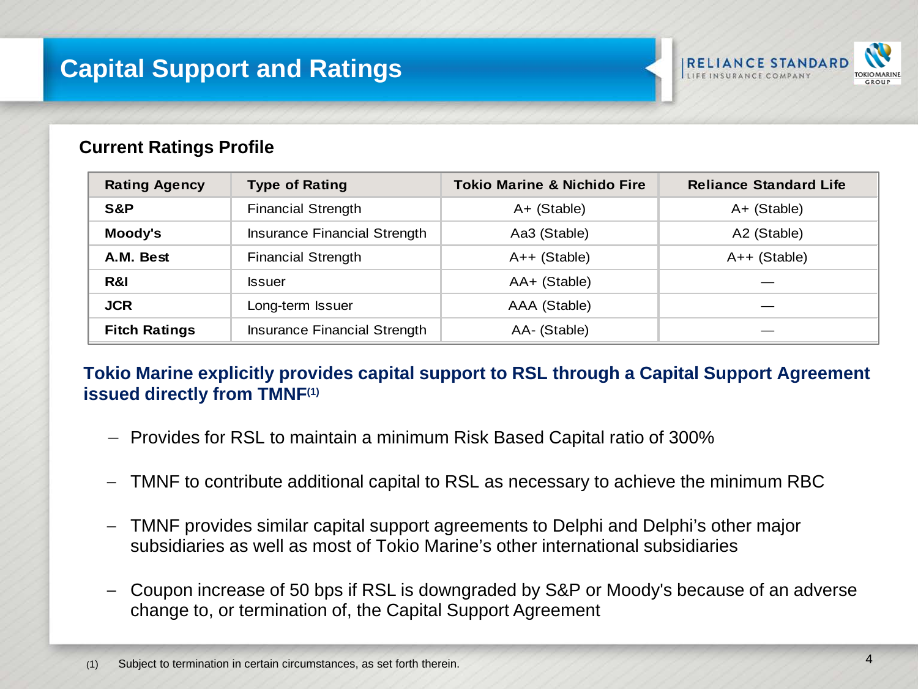# Capital Support and Ratings

### Current Ratings Profile

| Rating Agency | Type of Rating | Tokio Marine & Nichido Fire | Reliance Standard Life |
|---|---|---|---|
| **S&P** | Financial Strength | A+ (Stable) | A+ (Stable) |
| **Moody's** | Insurance Financial Strength | Aa3 (Stable) | A2 (Stable) |
| **A.M. Best** | Financial Strength | A++ (Stable) | A++ (Stable) |
| **R&I** | Issuer | AA+ (Stable) | — |
| **JCR** | Long-term Issuer | AAA (Stable) | — |
| **Fitch Ratings** | Insurance Financial Strength | AA- (Stable) | — |

**Tokio Marine explicitly provides capital support to RSL through a Capital Support Agreement issued directly from TMNF[(1)]**

- Provides for RSL to maintain a minimum Risk Based Capital ratio of 300%
- TMNF to contribute additional capital to RSL as necessary to achieve the minimum RBC
- TMNF provides similar capital support agreements to Delphi and Delphi's other major subsidiaries as well as most of Tokio Marine's other international subsidiaries
- Coupon increase of 50 bps if RSL is downgraded by S&P or Moody's because of an adverse change to, or termination of, the Capital Support Agreement

(1) Subject to termination in certain circumstances, as set forth therein.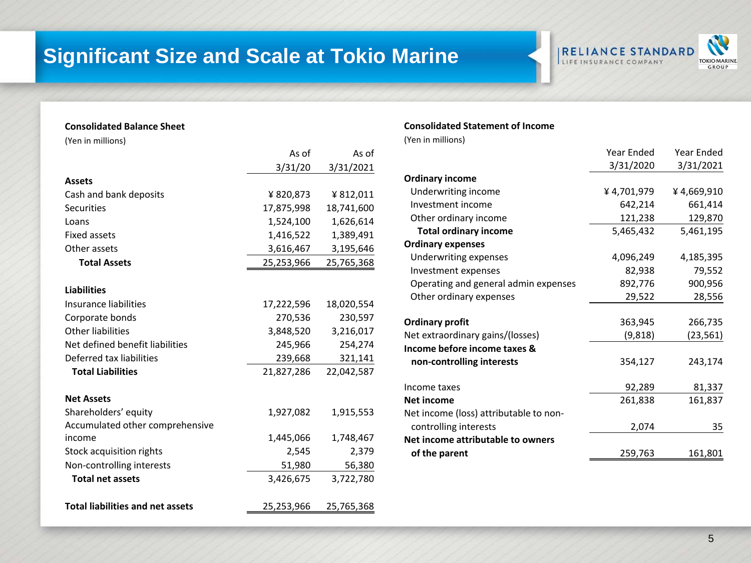# Significant Size and Scale at Tokio Marine

**Consolidated Balance Sheet**

(Yen in millions)

| | As of 3/31/20 | As of 3/31/2021 |
|---|---|---|
| **Assets** | | |
| Cash and bank deposits | ¥ 820,873 | ¥ 812,011 |
| Securities | 17,875,998 | 18,741,600 |
| Loans | 1,524,100 | 1,626,614 |
| Fixed assets | 1,416,522 | 1,389,491 |
| Other assets | 3,616,467 | 3,195,646 |
| **Total Assets** | 25,253,966 | 25,765,368 |
| **Liabilities** | | |
| Insurance liabilities | 17,222,596 | 18,020,554 |
| Corporate bonds | 270,536 | 230,597 |
| Other liabilities | 3,848,520 | 3,216,017 |
| Net defined benefit liabilities | 245,966 | 254,274 |
| Deferred tax liabilities | 239,668 | 321,141 |
| **Total Liabilities** | 21,827,286 | 22,042,587 |
| **Net Assets** | | |
| Shareholders' equity | 1,927,082 | 1,915,553 |
| Accumulated other comprehensive income | 1,445,066 | 1,748,467 |
| Stock acquisition rights | 2,545 | 2,379 |
| Non-controlling interests | 51,980 | 56,380 |
| **Total net assets** | 3,426,675 | 3,722,780 |
| **Total liabilities and net assets** | 25,253,966 | 25,765,368 |

**Consolidated Statement of Income**

(Yen in millions)

| | Year Ended 3/31/2020 | Year Ended 3/31/2021 |
|---|---|---|
| **Ordinary income** | | |
| Underwriting income | ¥ 4,701,979 | ¥ 4,669,910 |
| Investment income | 642,214 | 661,414 |
| Other ordinary income | 121,238 | 129,870 |
| **Total ordinary income** | 5,465,432 | 5,461,195 |
| **Ordinary expenses** | | |
| Underwriting expenses | 4,096,249 | 4,185,395 |
| Investment expenses | 82,938 | 79,552 |
| Operating and general admin expenses | 892,776 | 900,956 |
| Other ordinary expenses | 29,522 | 28,556 |
| **Ordinary profit** | 363,945 | 266,735 |
| Net extraordinary gains/(losses) | (9,818) | (23,561) |
| **Income before income taxes & non-controlling interests** | 354,127 | 243,174 |
| Income taxes | 92,289 | 81,337 |
| **Net income** | 261,838 | 161,837 |
| Net income (loss) attributable to non-controlling interests | 2,074 | 35 |
| **Net income attributable to owners of the parent** | 259,763 | 161,801 |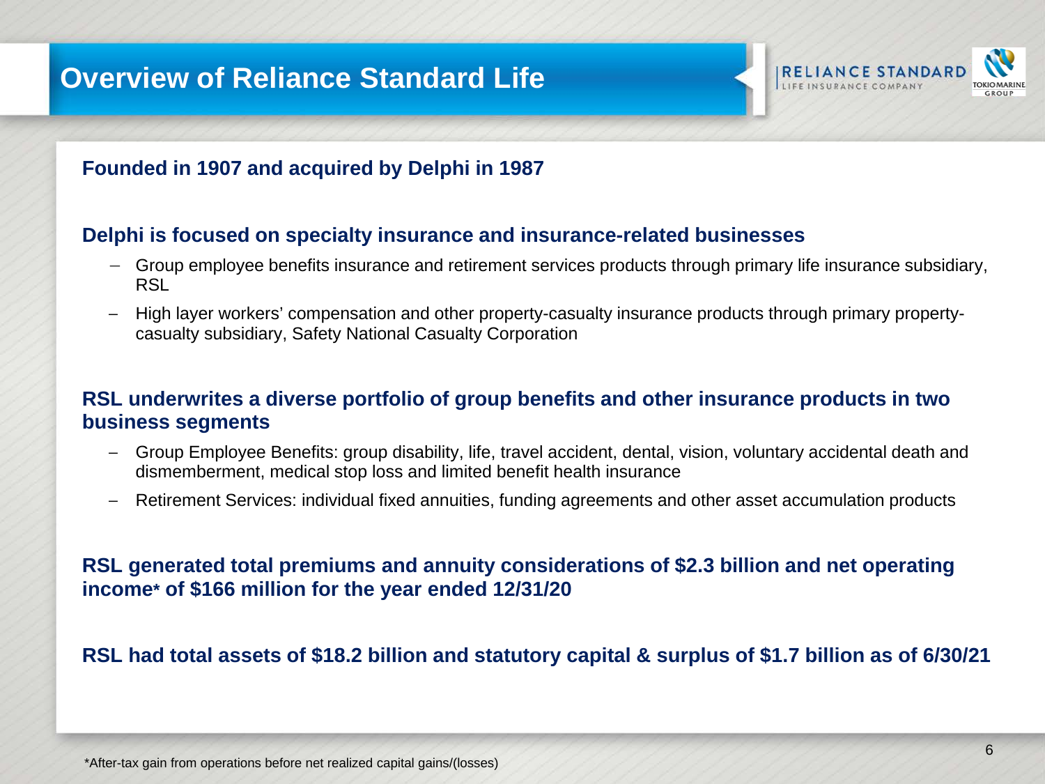# Overview of Reliance Standard Life

**Founded in 1907 and acquired by Delphi in 1987**

**Delphi is focused on specialty insurance and insurance-related businesses**

- Group employee benefits insurance and retirement services products through primary life insurance subsidiary, RSL
- High layer workers' compensation and other property-casualty insurance products through primary property-casualty subsidiary, Safety National Casualty Corporation

**RSL underwrites a diverse portfolio of group benefits and other insurance products in two business segments**

- Group Employee Benefits: group disability, life, travel accident, dental, vision, voluntary accidental death and dismemberment, medical stop loss and limited benefit health insurance
- Retirement Services: individual fixed annuities, funding agreements and other asset accumulation products

**RSL generated total premiums and annuity considerations of $2.3 billion and net operating income* of $166 million for the year ended 12/31/20**

**RSL had total assets of $18.2 billion and statutory capital & surplus of $1.7 billion as of 6/30/21**

*After-tax gain from operations before net realized capital gains/(losses)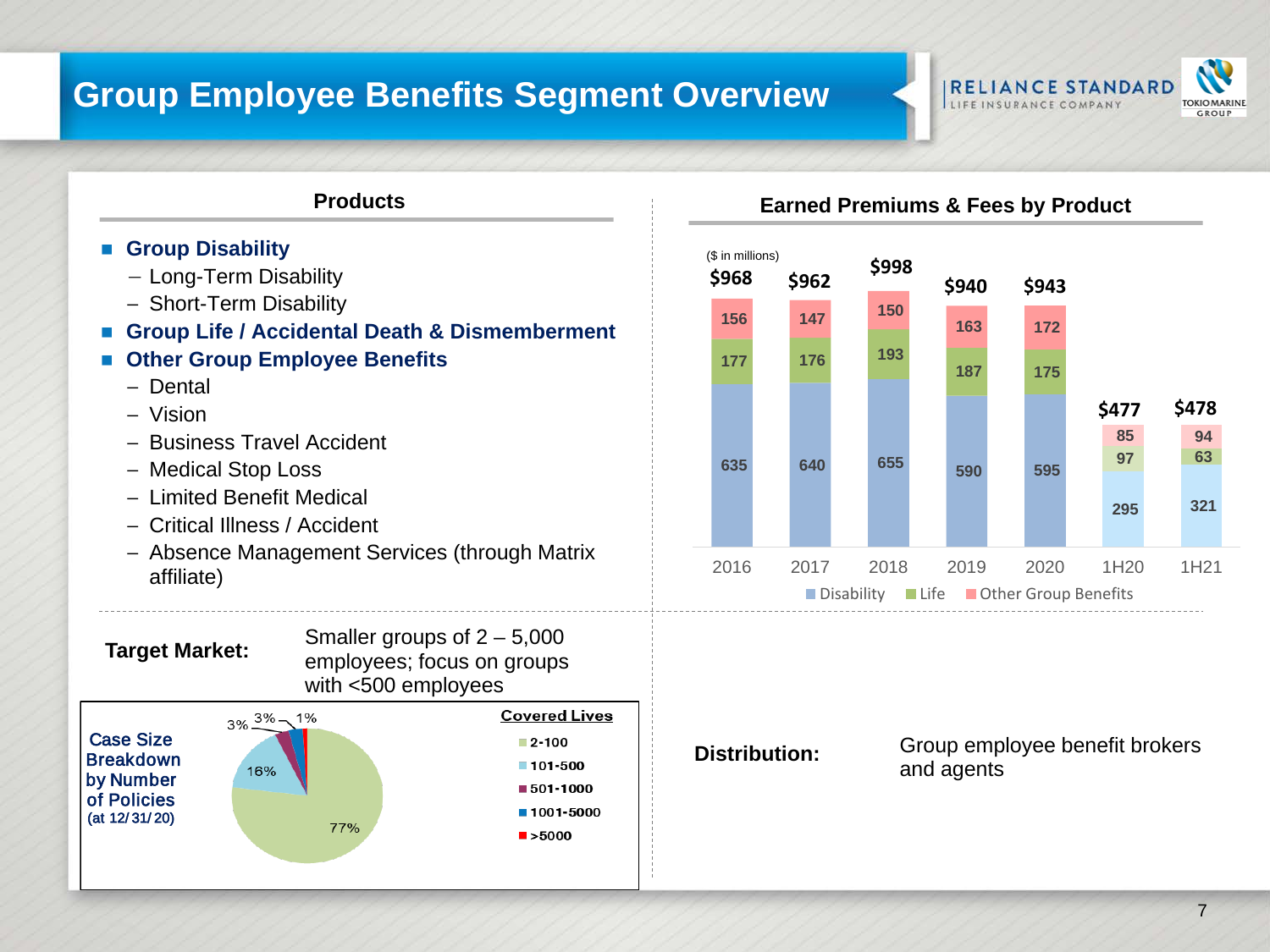# Group Employee Benefits Segment Overview

## Products

- **Group Disability**
  - Long-Term Disability
  - Short-Term Disability
- **Group Life / Accidental Death & Dismemberment**
- **Other Group Employee Benefits**
  - Dental
  - Vision
  - Business Travel Accident
  - Medical Stop Loss
  - Limited Benefit Medical
  - Critical Illness / Accident
  - Absence Management Services (through Matrix affiliate)

## Earned Premiums & Fees by Product

($ in millions)

| | 2016 | 2017 | 2018 | 2019 | 2020 | 1H20 | 1H21 |
|---|---|---|---|---|---|---|---|
| Disability | 635 | 640 | 655 | 590 | 595 | 295 | 321 |
| Life | 177 | 176 | 193 | 187 | 175 | 97 | 63 |
| Other Group Benefits | 156 | 147 | 150 | 163 | 172 | 85 | 94 |
| Total | $968 | $962 | $998 | $940 | $943 | $477 | $478 |

**Target Market:** Smaller groups of 2 – 5,000 employees; focus on groups with <500 employees

**Case Size Breakdown by Number of Policies** (at 12/31/20)

| Covered Lives | % |
|---|---|
| 2-100 | 77% |
| 101-500 | 16% |
| 501-1000 | 3% |
| 1001-5000 | 3% |
| >5000 | 1% |

**Distribution:** Group employee benefit brokers and agents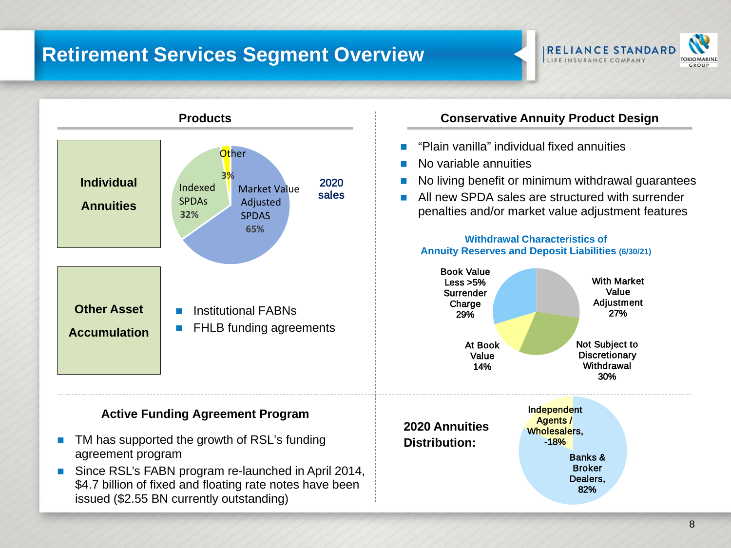# Retirement Services Segment Overview

RELIANCE STANDARD LIFE INSURANCE COMPANY

TOKIO MARINE GROUP

## Products

**Individual Annuities**

2020 sales

- Market Value Adjusted SPDAS 65%
- Indexed SPDAs 32%
- Other 3%

**Other Asset Accumulation**

- Institutional FABNs
- FHLB funding agreements

## Conservative Annuity Product Design

- "Plain vanilla" individual fixed annuities
- No variable annuities
- No living benefit or minimum withdrawal guarantees
- All new SPDA sales are structured with surrender penalties and/or market value adjustment features

**Withdrawal Characteristics of Annuity Reserves and Deposit Liabilities (6/30/21)**

- Book Value Less >5% Surrender Charge 29%
- With Market Value Adjustment 27%
- Not Subject to Discretionary Withdrawal 30%
- At Book Value 14%

## Active Funding Agreement Program

- TM has supported the growth of RSL's funding agreement program
- Since RSL's FABN program re-launched in April 2014, $4.7 billion of fixed and floating rate notes have been issued ($2.55 BN currently outstanding)

**2020 Annuities Distribution:**

- Independent Agents / Wholesalers, -18%
- Banks & Broker Dealers, 82%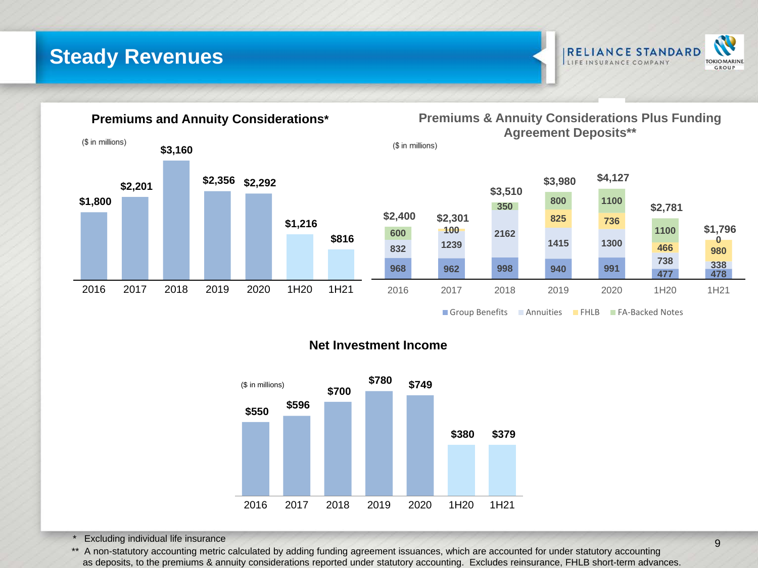# Steady Revenues

## Premiums and Annuity Considerations*

($ in millions)

| 2016 | 2017 | 2018 | 2019 | 2020 | 1H20 | 1H21 |
|---|---|---|---|---|---|---|
| $1,800 | $2,201 | $3,160 | $2,356 | $2,292 | $1,216 | $816 |

## Premiums & Annuity Considerations Plus Funding Agreement Deposits**

($ in millions)

| | 2016 | 2017 | 2018 | 2019 | 2020 | 1H20 | 1H21 |
|---|---|---|---|---|---|---|---|
| Group Benefits | 968 | 962 | 998 | 940 | 991 | 477 | 478 |
| Annuities | 832 | 1239 | 2162 | 1415 | 1300 | 738 | 338 |
| FHLB | | 100 | | 825 | 736 | 466 | 980 |
| FA-Backed Notes | 600 | | 350 | 800 | 1100 | 1100 | 0 |
| Total | $2,400 | $2,301 | $3,510 | $3,980 | $4,127 | $2,781 | $1,796 |

## Net Investment Income

($ in millions)

| 2016 | 2017 | 2018 | 2019 | 2020 | 1H20 | 1H21 |
|---|---|---|---|---|---|---|
| $550 | $596 | $700 | $780 | $749 | $380 | $379 |

\* Excluding individual life insurance

** A non-statutory accounting metric calculated by adding funding agreement issuances, which are accounted for under statutory accounting as deposits, to the premiums & annuity considerations reported under statutory accounting. Excludes reinsurance, FHLB short-term advances.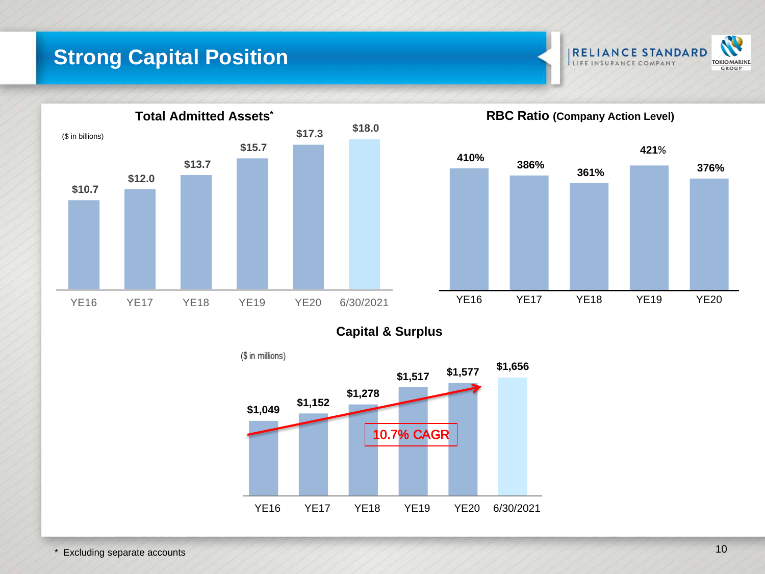# Strong Capital Position

RELIANCE STANDARD
LIFE INSURANCE COMPANY

TOKIO MARINE GROUP

## Total Admitted Assets*

($ in billions)

| YE16 | YE17 | YE18 | YE19 | YE20 | 6/30/2021 |
|---|---|---|---|---|---|
| $10.7 | $12.0 | $13.7 | $15.7 | $17.3 | $18.0 |

## RBC Ratio (Company Action Level)

| YE16 | YE17 | YE18 | YE19 | YE20 |
|---|---|---|---|---|
| 410% | 386% | 361% | 421% | 376% |

## Capital & Surplus

($ in millions)

| YE16 | YE17 | YE18 | YE19 | YE20 | 6/30/2021 |
|---|---|---|---|---|---|
| $1,049 | $1,152 | $1,278 | $1,517 | $1,577 | $1,656 |

10.7% CAGR

* Excluding separate accounts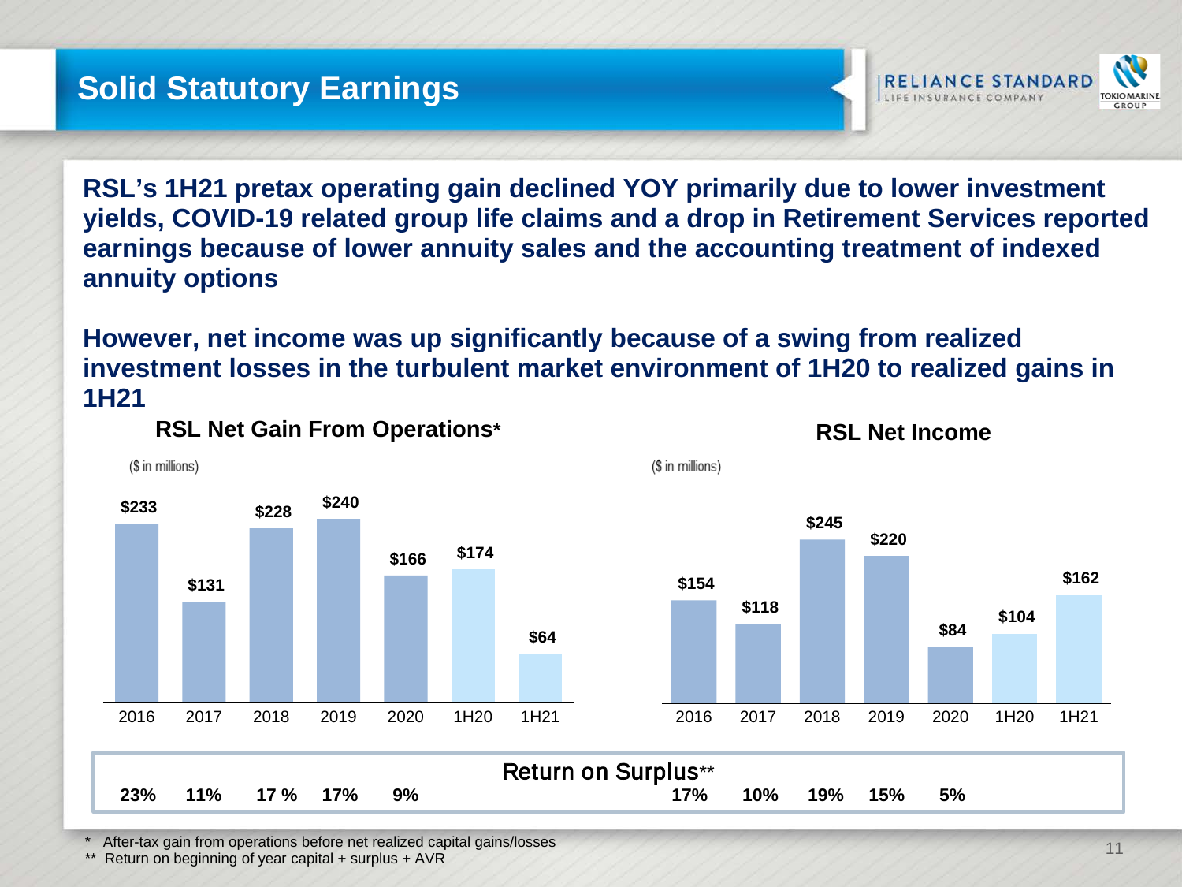# Solid Statutory Earnings

**RSL's 1H21 pretax operating gain declined YOY primarily due to lower investment yields, COVID-19 related group life claims and a drop in Retirement Services reported earnings because of lower annuity sales and the accounting treatment of indexed annuity options**

**However, net income was up significantly because of a swing from realized investment losses in the turbulent market environment of 1H20 to realized gains in 1H21**

### RSL Net Gain From Operations*

($ in millions)

| | 2016 | 2017 | 2018 | 2019 | 2020 | 1H20 | 1H21 |
|---|---|---|---|---|---|---|---|
| Net Gain From Operations | $233 | $131 | $228 | $240 | $166 | $174 | $64 |
| Return on Surplus** | 23% | 11% | 17 % | 17% | 9% | | |

### RSL Net Income

($ in millions)

| | 2016 | 2017 | 2018 | 2019 | 2020 | 1H20 | 1H21 |
|---|---|---|---|---|---|---|---|
| Net Income | $154 | $118 | $245 | $220 | $84 | $104 | $162 |
| Return on Surplus** | 17% | 10% | 19% | 15% | 5% | | |

\* After-tax gain from operations before net realized capital gains/losses

\** Return on beginning of year capital + surplus + AVR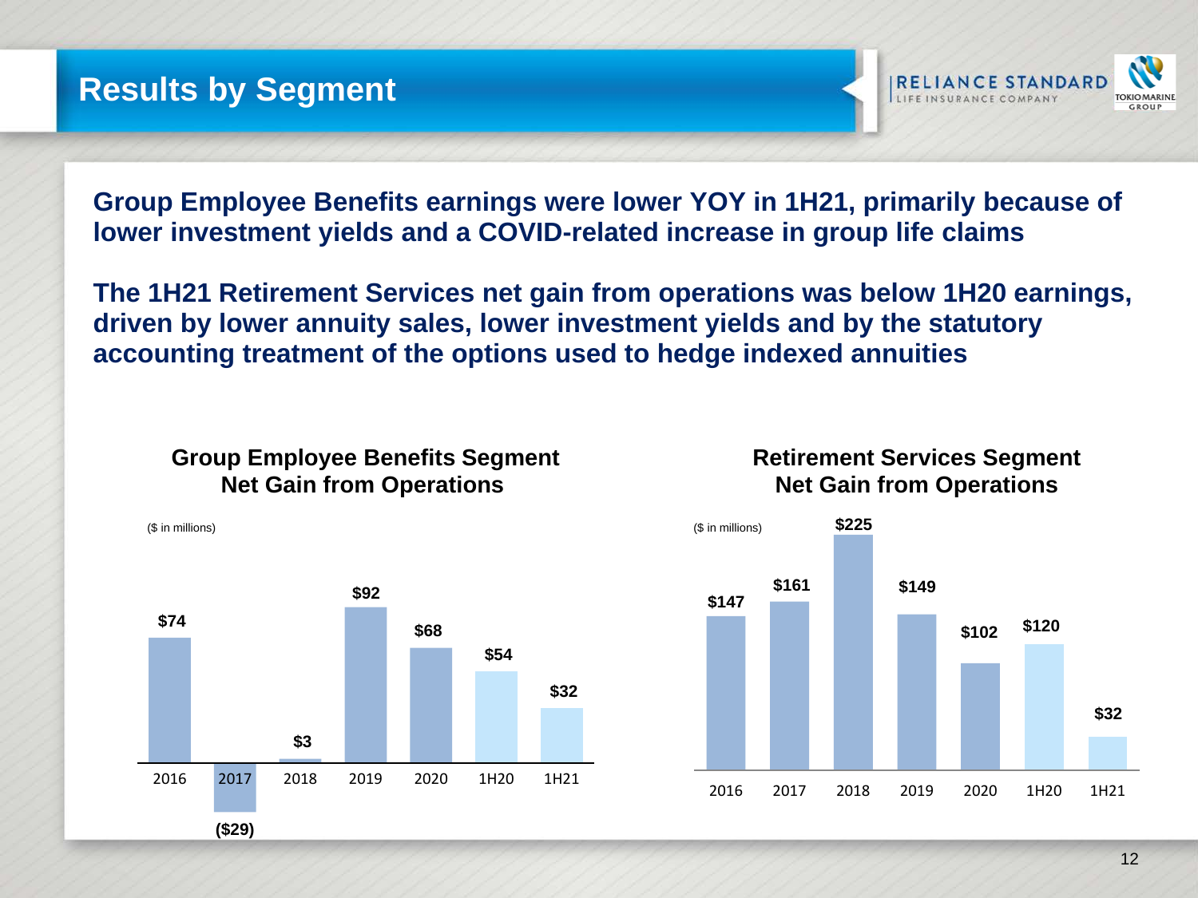# Results by Segment

**Group Employee Benefits earnings were lower YOY in 1H21, primarily because of lower investment yields and a COVID-related increase in group life claims**

**The 1H21 Retirement Services net gain from operations was below 1H20 earnings, driven by lower annuity sales, lower investment yields and by the statutory accounting treatment of the options used to hedge indexed annuities**

### Group Employee Benefits Segment Net Gain from Operations

($ in millions)

| 2016 | 2017 | 2018 | 2019 | 2020 | 1H20 | 1H21 |
|---|---|---|---|---|---|---|
| $74 | ($29) | $3 | $92 | $68 | $54 | $32 |

### Retirement Services Segment Net Gain from Operations

($ in millions)

| 2016 | 2017 | 2018 | 2019 | 2020 | 1H20 | 1H21 |
|---|---|---|---|---|---|---|
| $147 | $161 | $225 | $149 | $102 | $120 | $32 |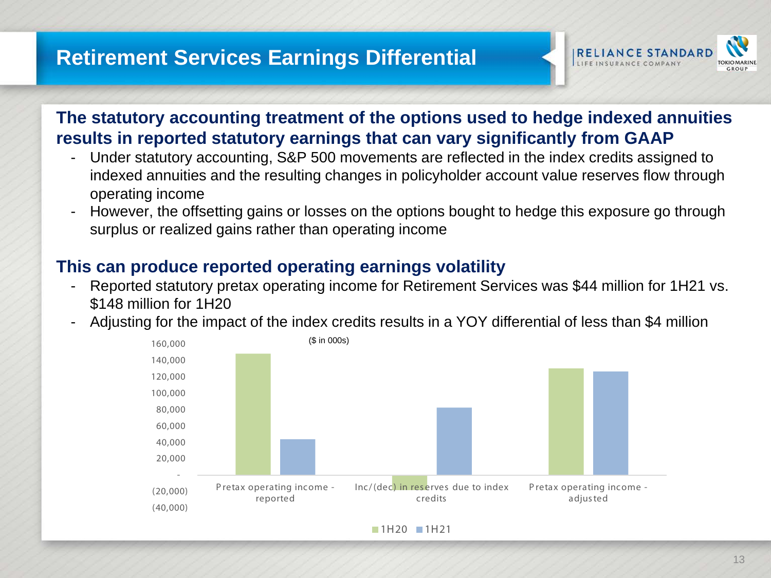# Retirement Services Earnings Differential

## The statutory accounting treatment of the options used to hedge indexed annuities results in reported statutory earnings that can vary significantly from GAAP

- Under statutory accounting, S&P 500 movements are reflected in the index credits assigned to indexed annuities and the resulting changes in policyholder account value reserves flow through operating income
- However, the offsetting gains or losses on the options bought to hedge this exposure go through surplus or realized gains rather than operating income

## This can produce reported operating earnings volatility

- Reported statutory pretax operating income for Retirement Services was $44 million for 1H21 vs. $148 million for 1H20
- Adjusting for the impact of the index credits results in a YOY differential of less than $4 million

($ in 000s)

160,000
140,000
120,000
100,000
80,000
60,000
40,000
20,000
-
(20,000)
(40,000)

Pretax operating income - reported | Inc/(dec) in reserves due to index credits | Pretax operating income - adjusted

1H20 | 1H21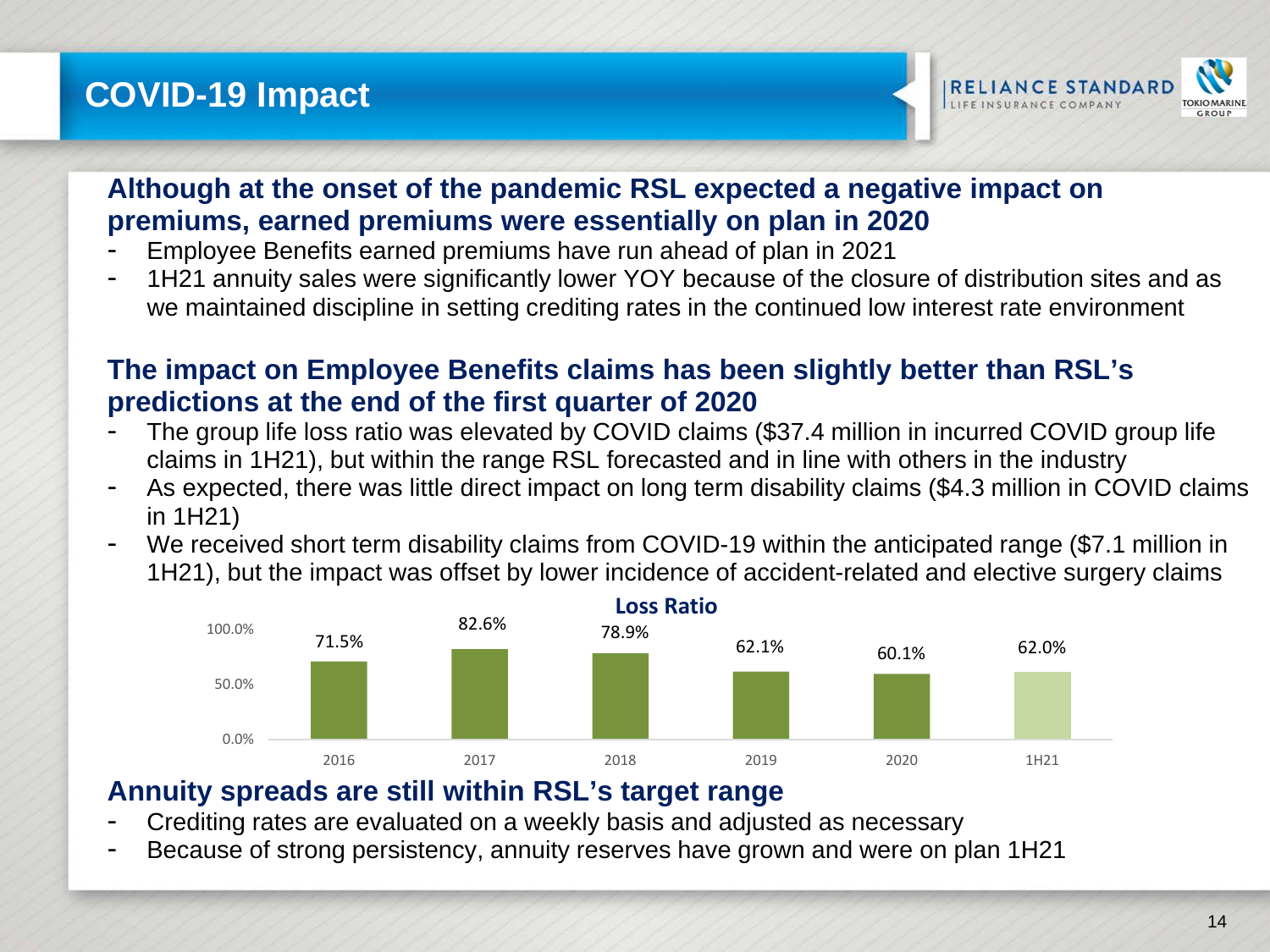# COVID-19 Impact

## Although at the onset of the pandemic RSL expected a negative impact on premiums, earned premiums were essentially on plan in 2020

- Employee Benefits earned premiums have run ahead of plan in 2021
- 1H21 annuity sales were significantly lower YOY because of the closure of distribution sites and as we maintained discipline in setting crediting rates in the continued low interest rate environment

## The impact on Employee Benefits claims has been slightly better than RSL's predictions at the end of the first quarter of 2020

- The group life loss ratio was elevated by COVID claims ($37.4 million in incurred COVID group life claims in 1H21), but within the range RSL forecasted and in line with others in the industry
- As expected, there was little direct impact on long term disability claims ($4.3 million in COVID claims in 1H21)
- We received short term disability claims from COVID-19 within the anticipated range ($7.1 million in 1H21), but the impact was offset by lower incidence of accident-related and elective surgery claims

**Loss Ratio**

| 2016 | 2017 | 2018 | 2019 | 2020 | 1H21 |
|---|---|---|---|---|---|
| 71.5% | 82.6% | 78.9% | 62.1% | 60.1% | 62.0% |

## Annuity spreads are still within RSL's target range

- Crediting rates are evaluated on a weekly basis and adjusted as necessary
- Because of strong persistency, annuity reserves have grown and were on plan 1H21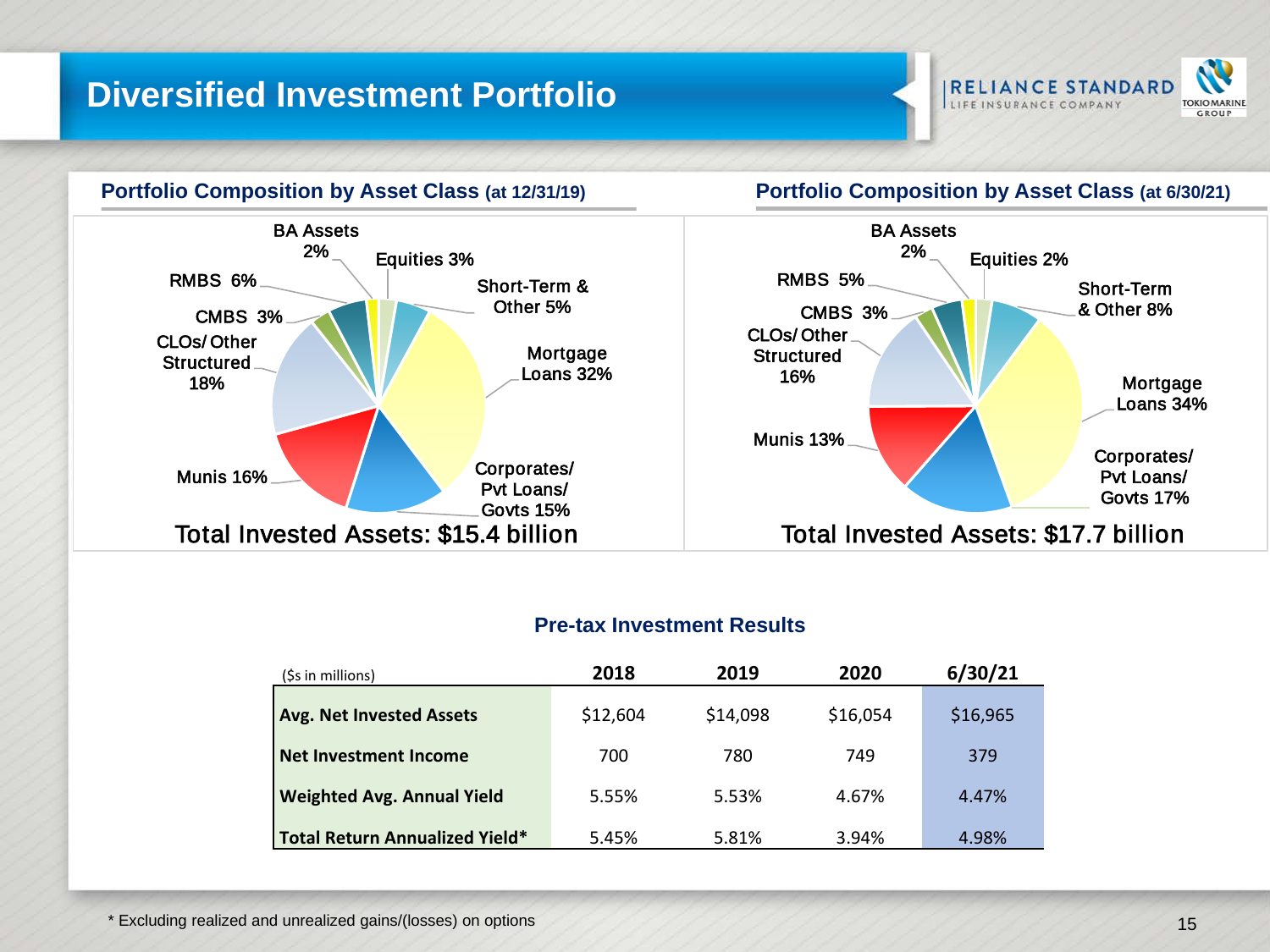# Diversified Investment Portfolio

## Portfolio Composition by Asset Class (at 12/31/19)

- BA Assets 2%
- Equities 3%
- Short-Term & Other 5%
- Mortgage Loans 32%
- Corporates/ Pvt Loans/ Govts 15%
- Munis 16%
- CLOs/ Other Structured 18%
- CMBS 3%
- RMBS 6%

Total Invested Assets: $15.4 billion

## Portfolio Composition by Asset Class (at 6/30/21)

- BA Assets 2%
- Equities 2%
- Short-Term & Other 8%
- Mortgage Loans 34%
- Corporates/ Pvt Loans/ Govts 17%
- Munis 13%
- CLOs/ Other Structured 16%
- CMBS 3%
- RMBS 5%

Total Invested Assets: $17.7 billion

## Pre-tax Investment Results

| ($s in millions) | 2018 | 2019 | 2020 | 6/30/21 |
|---|---|---|---|---|
| **Avg. Net Invested Assets** | $12,604 | $14,098 | $16,054 | $16,965 |
| **Net Investment Income** | 700 | 780 | 749 | 379 |
| **Weighted Avg. Annual Yield** | 5.55% | 5.53% | 4.67% | 4.47% |
| **Total Return Annualized Yield*** | 5.45% | 5.81% | 3.94% | 4.98% |

* Excluding realized and unrealized gains/(losses) on options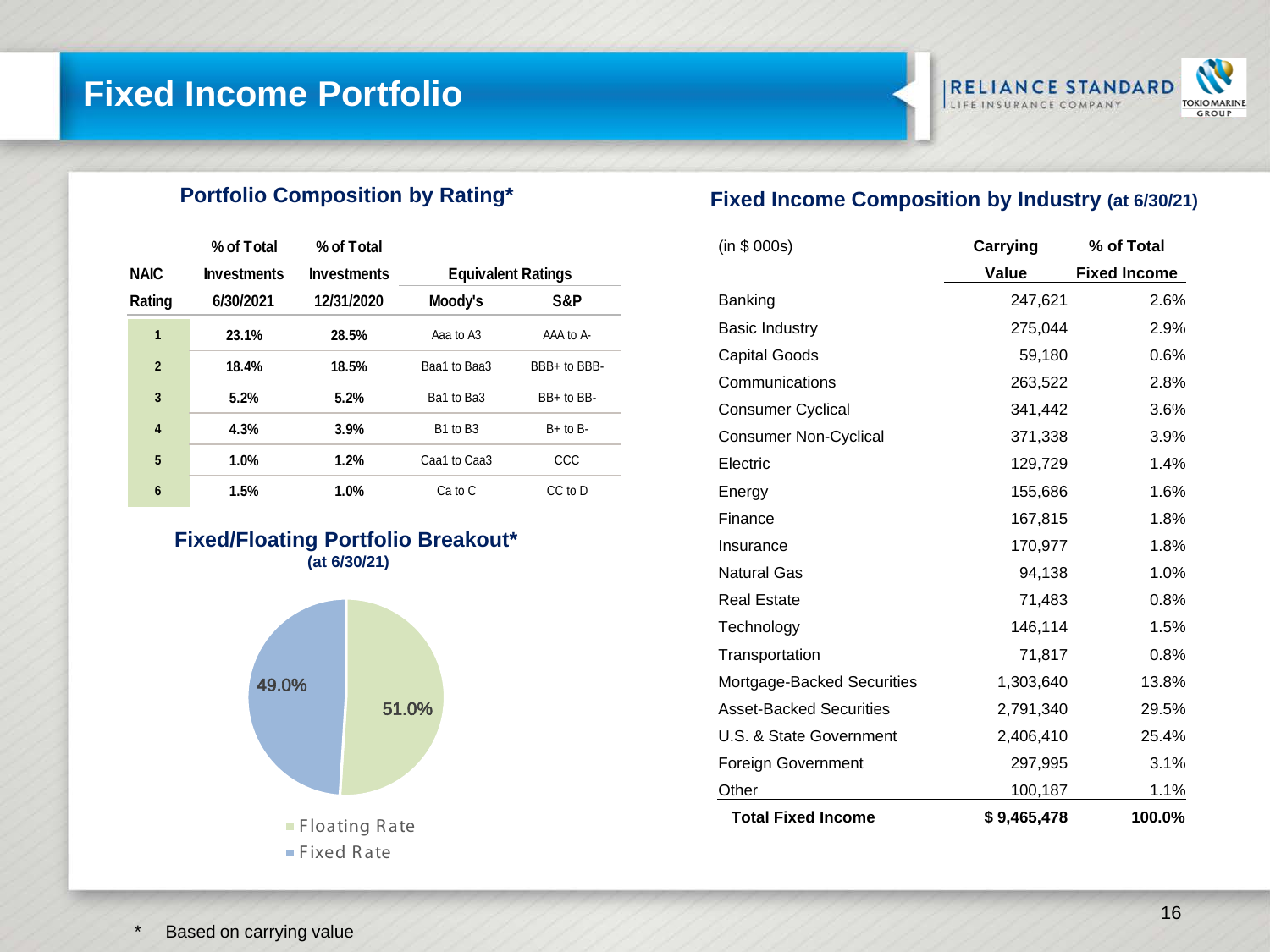# Fixed Income Portfolio

## Portfolio Composition by Rating*

| NAIC Rating | % of Total Investments 6/30/2021 | % of Total Investments 12/31/2020 | Equivalent Ratings Moody's | Equivalent Ratings S&P |
|---|---|---|---|---|
| 1 | 23.1% | 28.5% | Aaa to A3 | AAA to A- |
| 2 | 18.4% | 18.5% | Baa1 to Baa3 | BBB+ to BBB- |
| 3 | 5.2% | 5.2% | Ba1 to Ba3 | BB+ to BB- |
| 4 | 4.3% | 3.9% | B1 to B3 | B+ to B- |
| 5 | 1.0% | 1.2% | Caa1 to Caa3 | CCC |
| 6 | 1.5% | 1.0% | Ca to C | CC to D |

## Fixed/Floating Portfolio Breakout*
(at 6/30/21)

- Floating Rate: 51.0%
- Fixed Rate: 49.0%

## Fixed Income Composition by Industry (at 6/30/21)

| (in $ 000s) | Carrying Value | % of Total Fixed Income |
|---|---|---|
| Banking | 247,621 | 2.6% |
| Basic Industry | 275,044 | 2.9% |
| Capital Goods | 59,180 | 0.6% |
| Communications | 263,522 | 2.8% |
| Consumer Cyclical | 341,442 | 3.6% |
| Consumer Non-Cyclical | 371,338 | 3.9% |
| Electric | 129,729 | 1.4% |
| Energy | 155,686 | 1.6% |
| Finance | 167,815 | 1.8% |
| Insurance | 170,977 | 1.8% |
| Natural Gas | 94,138 | 1.0% |
| Real Estate | 71,483 | 0.8% |
| Technology | 146,114 | 1.5% |
| Transportation | 71,817 | 0.8% |
| Mortgage-Backed Securities | 1,303,640 | 13.8% |
| Asset-Backed Securities | 2,791,340 | 29.5% |
| U.S. & State Government | 2,406,410 | 25.4% |
| Foreign Government | 297,995 | 3.1% |
| Other | 100,187 | 1.1% |
| **Total Fixed Income** | **$ 9,465,478** | **100.0%** |

\* Based on carrying value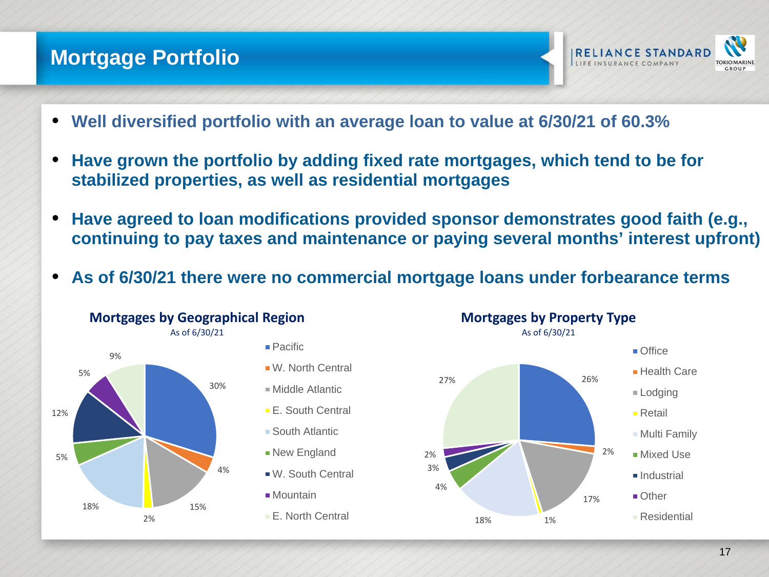# Mortgage Portfolio

- **Well diversified portfolio with an average loan to value at 6/30/21 of 60.3%**
- **Have grown the portfolio by adding fixed rate mortgages, which tend to be for stabilized properties, as well as residential mortgages**
- **Have agreed to loan modifications provided sponsor demonstrates good faith (e.g., continuing to pay taxes and maintenance or paying several months' interest upfront)**
- **As of 6/30/21 there were no commercial mortgage loans under forbearance terms**

**Mortgages by Geographical Region**
As of 6/30/21

| Region | % |
|---|---|
| Pacific | 30% |
| W. North Central | 4% |
| Middle Atlantic | 15% |
| E. South Central | 2% |
| South Atlantic | 18% |
| New England | 5% |
| W. South Central | 12% |
| Mountain | 5% |
| E. North Central | 9% |

**Mortgages by Property Type**
As of 6/30/21

| Property Type | % |
|---|---|
| Office | 26% |
| Health Care | 2% |
| Lodging | 17% |
| Retail | 1% |
| Multi Family | 18% |
| Mixed Use | 4% |
| Industrial | 3% |
| Other | 2% |
| Residential | 27% |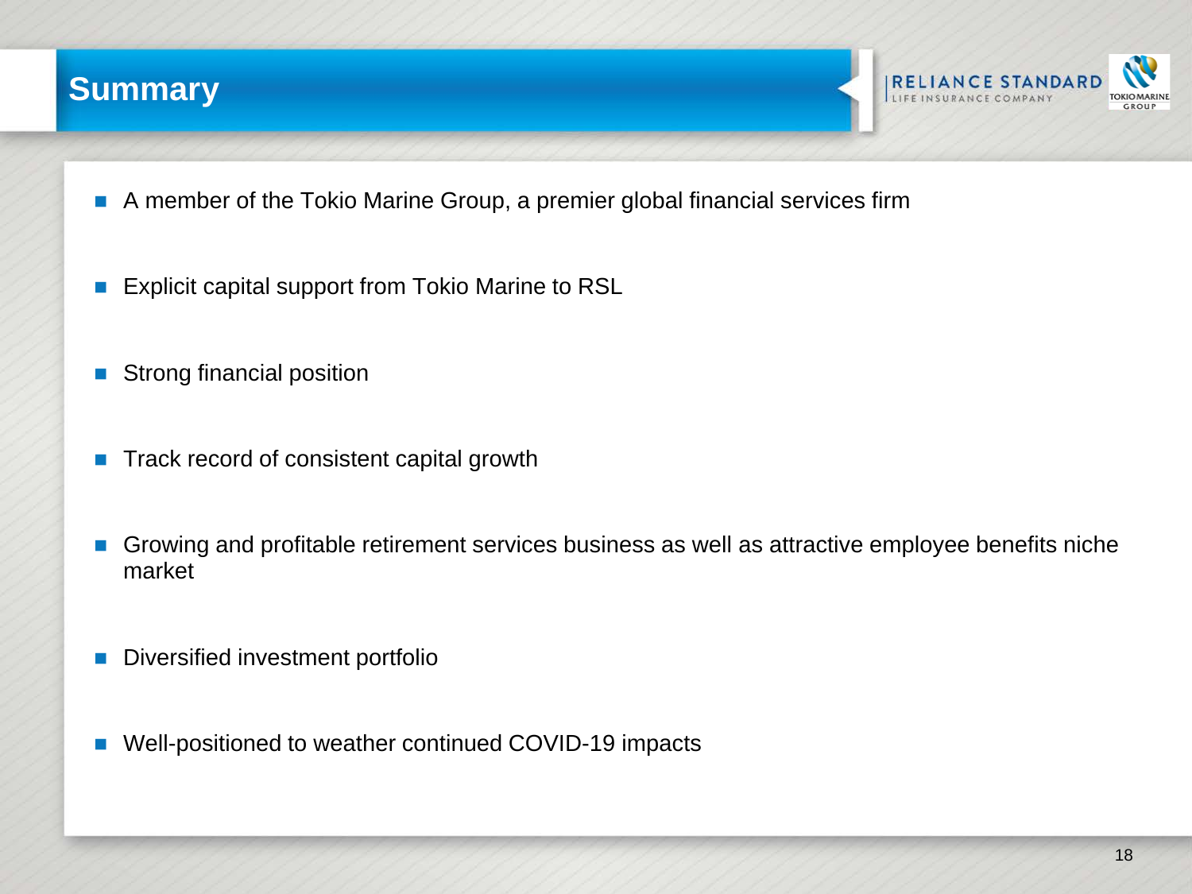# Summary

- A member of the Tokio Marine Group, a premier global financial services firm
- Explicit capital support from Tokio Marine to RSL
- Strong financial position
- Track record of consistent capital growth
- Growing and profitable retirement services business as well as attractive employee benefits niche market
- Diversified investment portfolio
- Well-positioned to weather continued COVID-19 impacts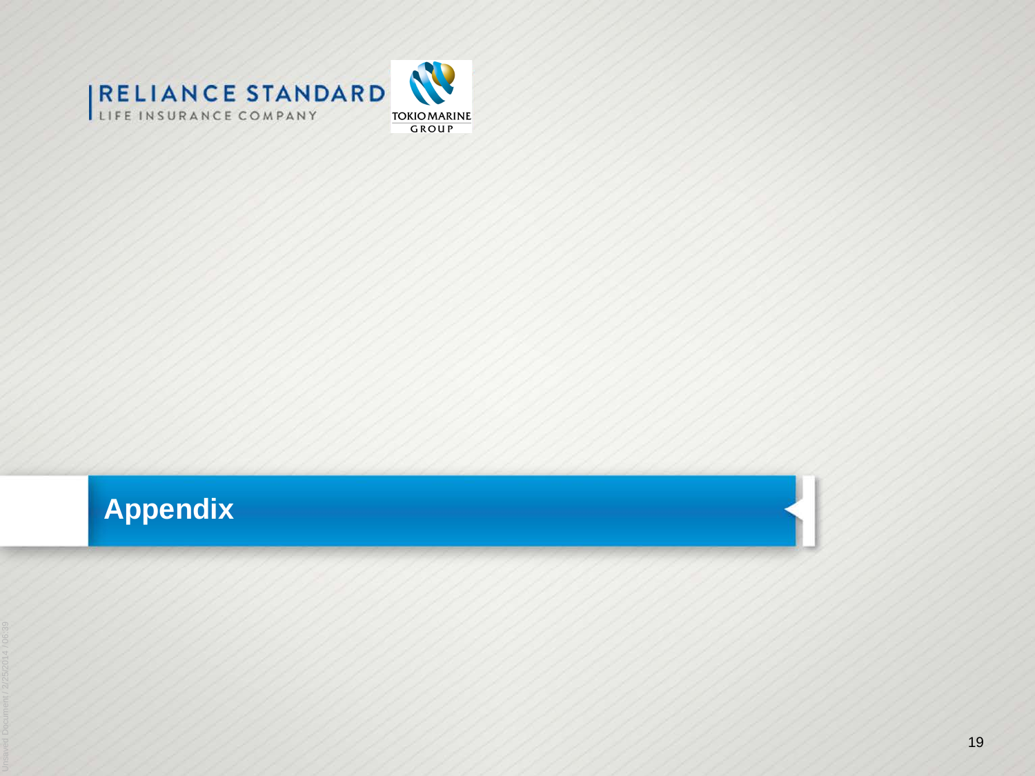# Appendix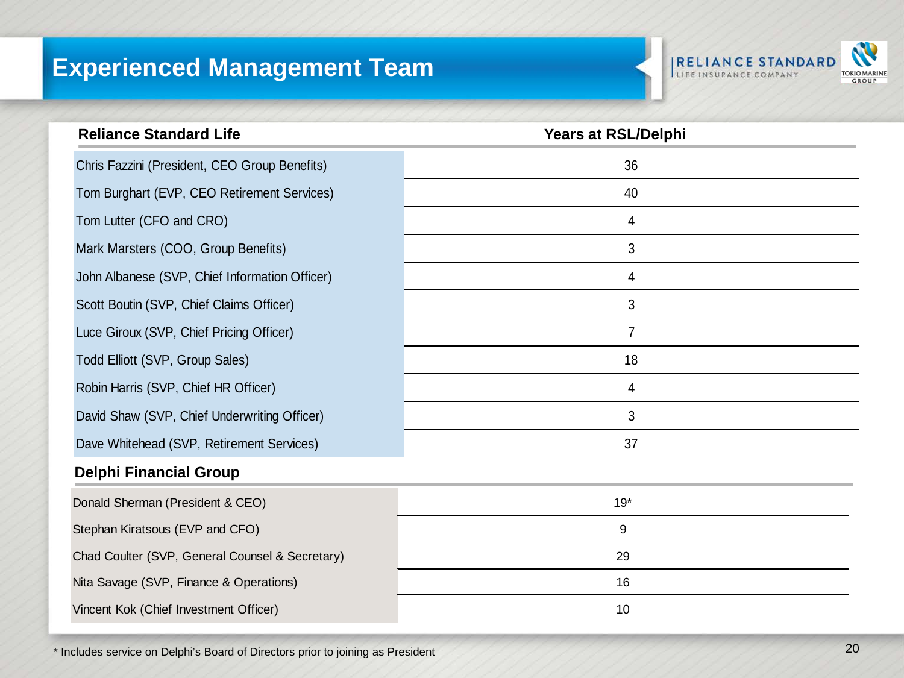# Experienced Management Team

| Reliance Standard Life | Years at RSL/Delphi |
|---|---|
| Chris Fazzini (President, CEO Group Benefits) | 36 |
| Tom Burghart (EVP, CEO Retirement Services) | 40 |
| Tom Lutter (CFO and CRO) | 4 |
| Mark Marsters (COO, Group Benefits) | 3 |
| John Albanese (SVP, Chief Information Officer) | 4 |
| Scott Boutin (SVP, Chief Claims Officer) | 3 |
| Luce Giroux (SVP, Chief Pricing Officer) | 7 |
| Todd Elliott (SVP, Group Sales) | 18 |
| Robin Harris (SVP, Chief HR Officer) | 4 |
| David Shaw (SVP, Chief Underwriting Officer) | 3 |
| Dave Whitehead (SVP, Retirement Services) | 37 |
| **Delphi Financial Group** | |
| Donald Sherman (President & CEO) | 19* |
| Stephan Kiratsous (EVP and CFO) | 9 |
| Chad Coulter (SVP, General Counsel & Secretary) | 29 |
| Nita Savage (SVP, Finance & Operations) | 16 |
| Vincent Kok (Chief Investment Officer) | 10 |

* Includes service on Delphi's Board of Directors prior to joining as President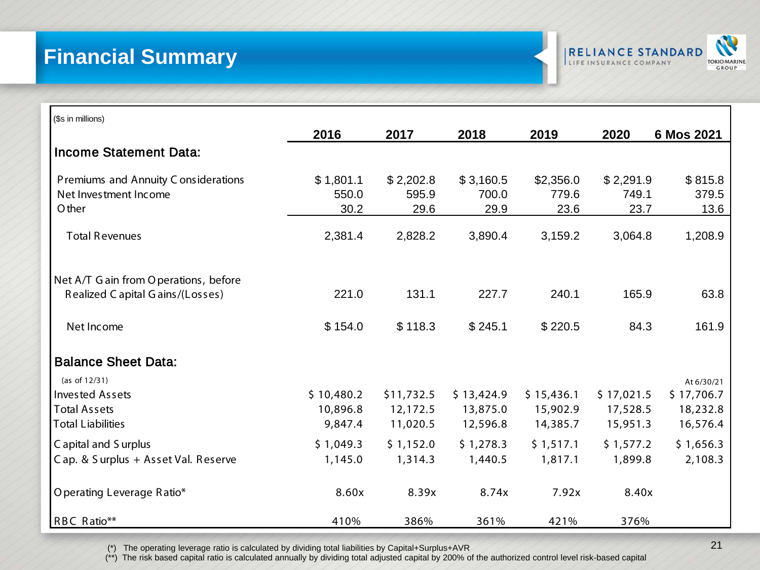# Financial Summary

RELIANCE STANDARD LIFE INSURANCE COMPANY

TOKIO MARINE GROUP

($s in millions)

| | 2016 | 2017 | 2018 | 2019 | 2020 | 6 Mos 2021 |
|---|---|---|---|---|---|---|
| **Income Statement Data:** | | | | | | |
| Premiums and Annuity Considerations | $ 1,801.1 | $ 2,202.8 | $ 3,160.5 | $2,356.0 | $ 2,291.9 | $ 815.8 |
| Net Investment Income | 550.0 | 595.9 | 700.0 | 779.6 | 749.1 | 379.5 |
| Other | 30.2 | 29.6 | 29.9 | 23.6 | 23.7 | 13.6 |
| Total Revenues | 2,381.4 | 2,828.2 | 3,890.4 | 3,159.2 | 3,064.8 | 1,208.9 |
| Net A/T Gain from Operations, before Realized Capital Gains/(Losses) | 221.0 | 131.1 | 227.7 | 240.1 | 165.9 | 63.8 |
| Net Income | $ 154.0 | $ 118.3 | $ 245.1 | $ 220.5 | 84.3 | 161.9 |
| **Balance Sheet Data:** | | | | | | |
| (as of 12/31) | | | | | | At 6/30/21 |
| Invested Assets | $ 10,480.2 | $11,732.5 | $ 13,424.9 | $ 15,436.1 | $ 17,021.5 | $ 17,706.7 |
| Total Assets | 10,896.8 | 12,172.5 | 13,875.0 | 15,902.9 | 17,528.5 | 18,232.8 |
| Total Liabilities | 9,847.4 | 11,020.5 | 12,596.8 | 14,385.7 | 15,951.3 | 16,576.4 |
| Capital and Surplus | $ 1,049.3 | $ 1,152.0 | $ 1,278.3 | $ 1,517.1 | $ 1,577.2 | $ 1,656.3 |
| Cap. & Surplus + Asset Val. Reserve | 1,145.0 | 1,314.3 | 1,440.5 | 1,817.1 | 1,899.8 | 2,108.3 |
| Operating Leverage Ratio* | 8.60x | 8.39x | 8.74x | 7.92x | 8.40x | |
| RBC Ratio** | 410% | 386% | 361% | 421% | 376% | |

(*) The operating leverage ratio is calculated by dividing total liabilities by Capital+Surplus+AVR

(**) The risk based capital ratio is calculated annually by dividing total adjusted capital by 200% of the authorized control level risk-based capital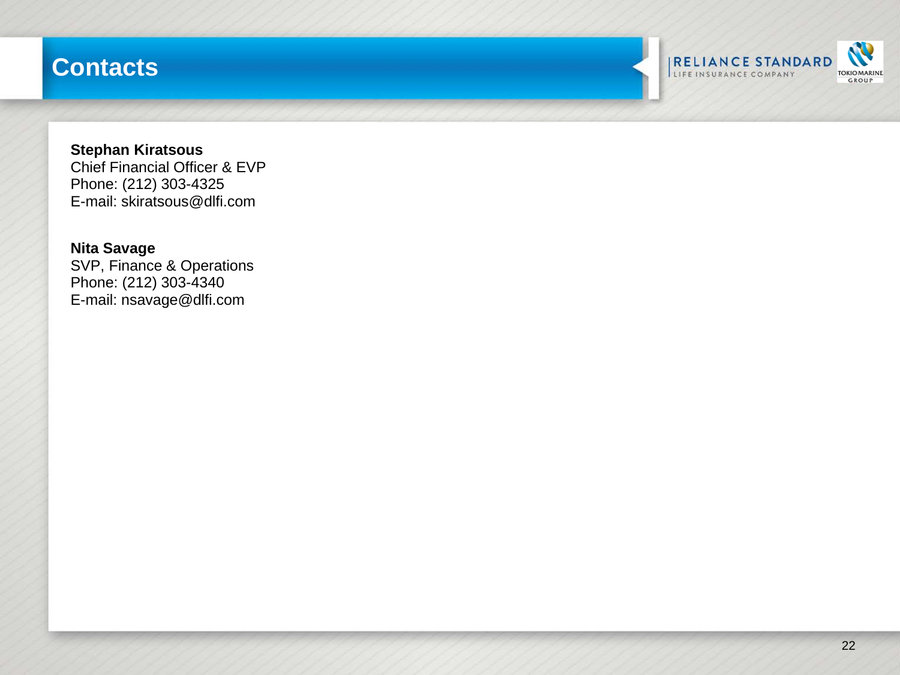# Contacts

**Stephan Kiratsous**
Chief Financial Officer & EVP
Phone: (212) 303-4325
E-mail: skiratsous@dlfi.com

**Nita Savage**
SVP, Finance & Operations
Phone: (212) 303-4340
E-mail: nsavage@dlfi.com